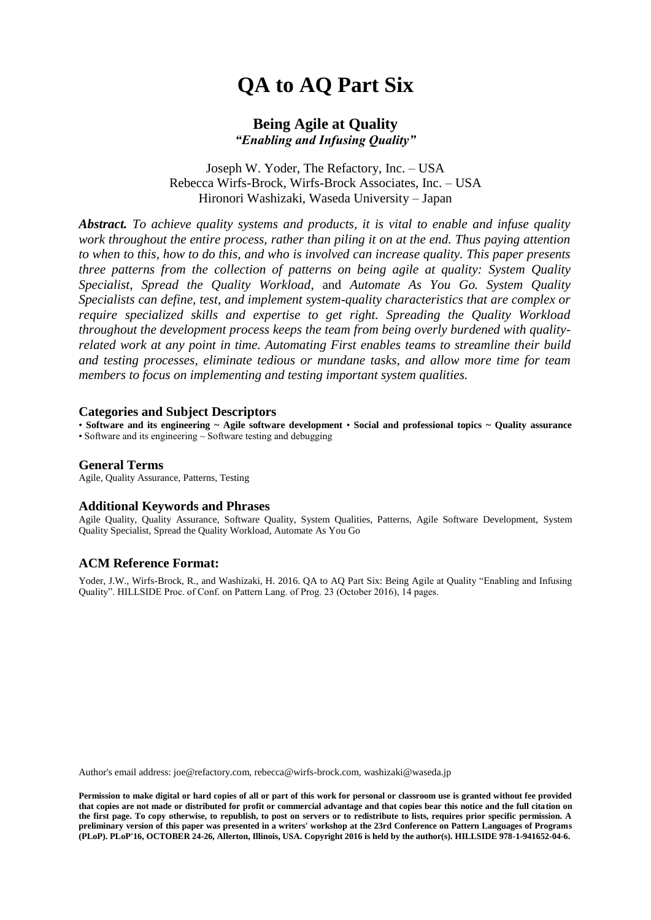# QA to AQ Part Six

## Being Agile at Quality

### *"Enabling and Infusing Quality"*

Joseph W. Yoder, The Refactory, Inc. – USA
Rebecca Wirfs-Brock, Wirfs-Brock Associates, Inc. – USA
Hironori Washizaki, Waseda University – Japan

***Abstract.*** *To achieve quality systems and products, it is vital to enable and infuse quality work throughout the entire process, rather than piling it on at the end. Thus paying attention to when to this, how to do this, and who is involved can increase quality. This paper presents three patterns from the collection of patterns on being agile at quality: System Quality Specialist, Spread the Quality Workload,* and *Automate As You Go. System Quality Specialists can define, test, and implement system-quality characteristics that are complex or require specialized skills and expertise to get right. Spreading the Quality Workload throughout the development process keeps the team from being overly burdened with quality-related work at any point in time. Automating First enables teams to streamline their build and testing processes, eliminate tedious or mundane tasks, and allow more time for team members to focus on implementing and testing important system qualities.*

### Categories and Subject Descriptors

• **Software and its engineering ~ Agile software development** • **Social and professional topics ~ Quality assurance** • Software and its engineering ~ Software testing and debugging

### General Terms

Agile, Quality Assurance, Patterns, Testing

### Additional Keywords and Phrases

Agile Quality, Quality Assurance, Software Quality, System Qualities, Patterns, Agile Software Development, System Quality Specialist, Spread the Quality Workload, Automate As You Go

### ACM Reference Format:

Yoder, J.W., Wirfs-Brock, R., and Washizaki, H. 2016. QA to AQ Part Six: Being Agile at Quality "Enabling and Infusing Quality". HILLSIDE Proc. of Conf. on Pattern Lang. of Prog. 23 (October 2016), 14 pages.

Author's email address: joe@refactory.com, rebecca@wirfs-brock.com, washizaki@waseda.jp

**Permission to make digital or hard copies of all or part of this work for personal or classroom use is granted without fee provided that copies are not made or distributed for profit or commercial advantage and that copies bear this notice and the full citation on the first page. To copy otherwise, to republish, to post on servers or to redistribute to lists, requires prior specific permission. A preliminary version of this paper was presented in a writers' workshop at the 23rd Conference on Pattern Languages of Programs (PLoP). PLoP'16, OCTOBER 24-26, Allerton, Illinois, USA. Copyright 2016 is held by the author(s). HILLSIDE 978-1-941652-04-6.**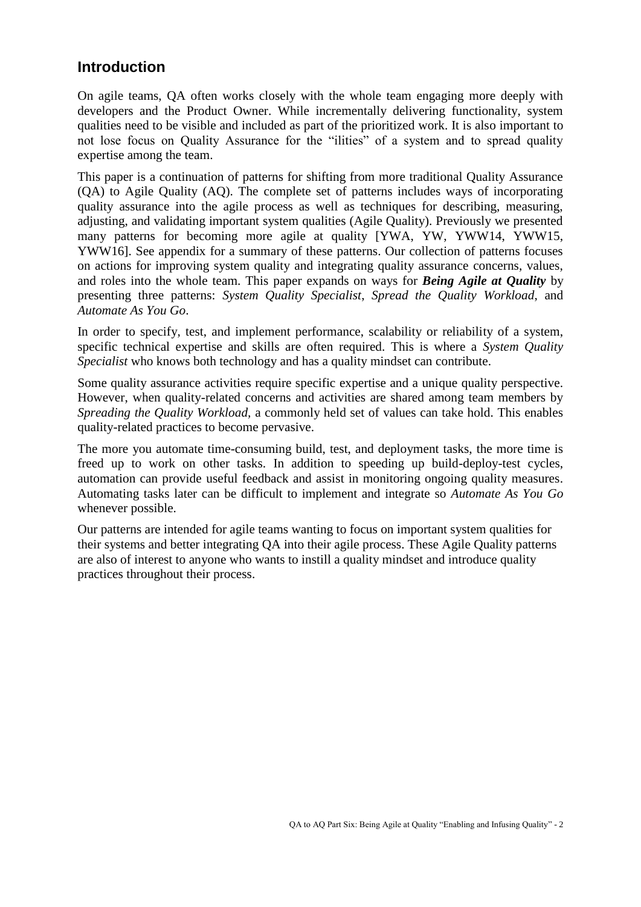## Introduction

On agile teams, QA often works closely with the whole team engaging more deeply with developers and the Product Owner. While incrementally delivering functionality, system qualities need to be visible and included as part of the prioritized work. It is also important to not lose focus on Quality Assurance for the "ilities" of a system and to spread quality expertise among the team.

This paper is a continuation of patterns for shifting from more traditional Quality Assurance (QA) to Agile Quality (AQ). The complete set of patterns includes ways of incorporating quality assurance into the agile process as well as techniques for describing, measuring, adjusting, and validating important system qualities (Agile Quality). Previously we presented many patterns for becoming more agile at quality [YWA, YW, YWW14, YWW15, YWW16]. See appendix for a summary of these patterns. Our collection of patterns focuses on actions for improving system quality and integrating quality assurance concerns, values, and roles into the whole team. This paper expands on ways for ***Being Agile at Quality*** by presenting three patterns: *System Quality Specialist*, *Spread the Quality Workload,* and *Automate As You Go*.

In order to specify, test, and implement performance, scalability or reliability of a system, specific technical expertise and skills are often required. This is where a *System Quality Specialist* who knows both technology and has a quality mindset can contribute.

Some quality assurance activities require specific expertise and a unique quality perspective. However, when quality-related concerns and activities are shared among team members by *Spreading the Quality Workload,* a commonly held set of values can take hold. This enables quality-related practices to become pervasive.

The more you automate time-consuming build, test, and deployment tasks, the more time is freed up to work on other tasks. In addition to speeding up build-deploy-test cycles, automation can provide useful feedback and assist in monitoring ongoing quality measures. Automating tasks later can be difficult to implement and integrate so *Automate As You Go* whenever possible.

Our patterns are intended for agile teams wanting to focus on important system qualities for their systems and better integrating QA into their agile process. These Agile Quality patterns are also of interest to anyone who wants to instill a quality mindset and introduce quality practices throughout their process.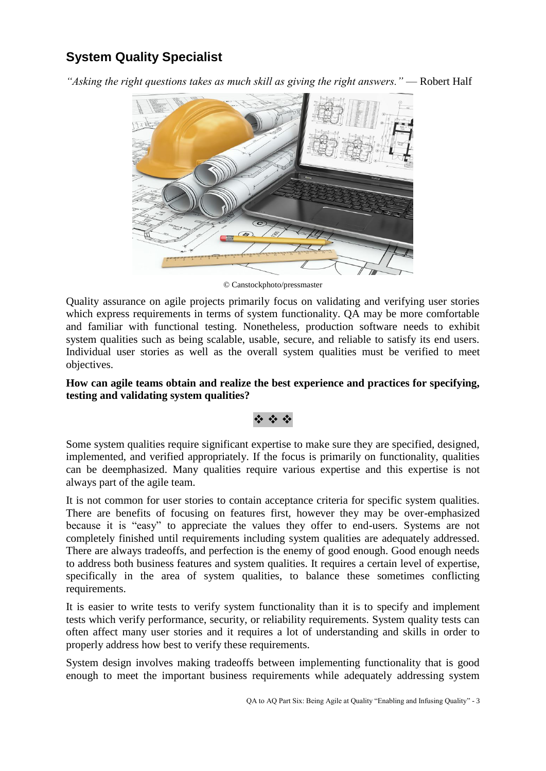## System Quality Specialist

*"Asking the right questions takes as much skill as giving the right answers."* — Robert Half

© Canstockphoto/pressmaster

Quality assurance on agile projects primarily focus on validating and verifying user stories which express requirements in terms of system functionality. QA may be more comfortable and familiar with functional testing. Nonetheless, production software needs to exhibit system qualities such as being scalable, usable, secure, and reliable to satisfy its end users. Individual user stories as well as the overall system qualities must be verified to meet objectives.

**How can agile teams obtain and realize the best experience and practices for specifying, testing and validating system qualities?**

❖ ❖ ❖

Some system qualities require significant expertise to make sure they are specified, designed, implemented, and verified appropriately. If the focus is primarily on functionality, qualities can be deemphasized. Many qualities require various expertise and this expertise is not always part of the agile team.

It is not common for user stories to contain acceptance criteria for specific system qualities. There are benefits of focusing on features first, however they may be over-emphasized because it is "easy" to appreciate the values they offer to end-users. Systems are not completely finished until requirements including system qualities are adequately addressed. There are always tradeoffs, and perfection is the enemy of good enough. Good enough needs to address both business features and system qualities. It requires a certain level of expertise, specifically in the area of system qualities, to balance these sometimes conflicting requirements.

It is easier to write tests to verify system functionality than it is to specify and implement tests which verify performance, security, or reliability requirements. System quality tests can often affect many user stories and it requires a lot of understanding and skills in order to properly address how best to verify these requirements.

System design involves making tradeoffs between implementing functionality that is good enough to meet the important business requirements while adequately addressing system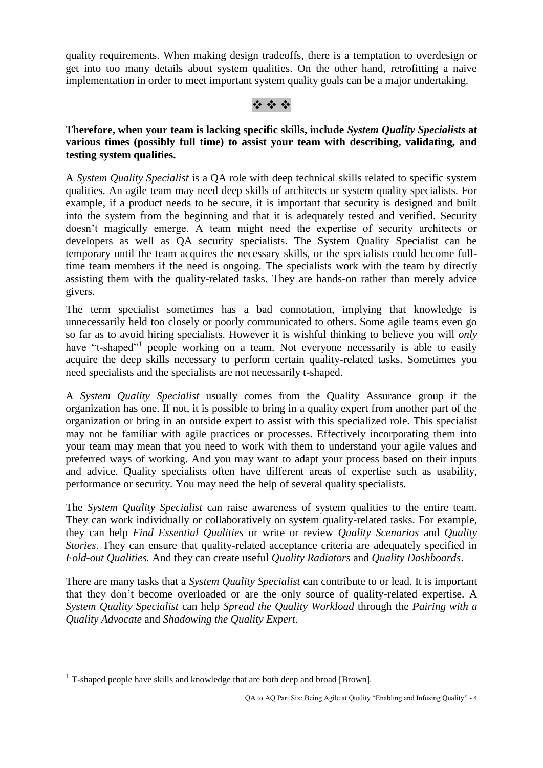quality requirements. When making design tradeoffs, there is a temptation to overdesign or get into too many details about system qualities. On the other hand, retrofitting a naive implementation in order to meet important system quality goals can be a major undertaking.

❖ ❖ ❖

**Therefore, when your team is lacking specific skills, include *System Quality Specialists* at various times (possibly full time) to assist your team with describing, validating, and testing system qualities.**

A *System Quality Specialist* is a QA role with deep technical skills related to specific system qualities. An agile team may need deep skills of architects or system quality specialists. For example, if a product needs to be secure, it is important that security is designed and built into the system from the beginning and that it is adequately tested and verified. Security doesn't magically emerge. A team might need the expertise of security architects or developers as well as QA security specialists. The System Quality Specialist can be temporary until the team acquires the necessary skills, or the specialists could become full-time team members if the need is ongoing. The specialists work with the team by directly assisting them with the quality-related tasks. They are hands-on rather than merely advice givers.

The term specialist sometimes has a bad connotation, implying that knowledge is unnecessarily held too closely or poorly communicated to others. Some agile teams even go so far as to avoid hiring specialists. However it is wishful thinking to believe you will *only* have "t-shaped"[1] people working on a team. Not everyone necessarily is able to easily acquire the deep skills necessary to perform certain quality-related tasks. Sometimes you need specialists and the specialists are not necessarily t-shaped.

A *System Quality Specialist* usually comes from the Quality Assurance group if the organization has one. If not, it is possible to bring in a quality expert from another part of the organization or bring in an outside expert to assist with this specialized role. This specialist may not be familiar with agile practices or processes. Effectively incorporating them into your team may mean that you need to work with them to understand your agile values and preferred ways of working. And you may want to adapt your process based on their inputs and advice. Quality specialists often have different areas of expertise such as usability, performance or security. You may need the help of several quality specialists.

The *System Quality Specialist* can raise awareness of system qualities to the entire team. They can work individually or collaboratively on system quality-related tasks. For example, they can help *Find Essential Qualities* or write or review *Quality Scenarios* and *Quality Stories*. They can ensure that quality-related acceptance criteria are adequately specified in *Fold-out Qualities.* And they can create useful *Quality Radiators* and *Quality Dashboards*.

There are many tasks that a *System Quality Specialist* can contribute to or lead. It is important that they don't become overloaded or are the only source of quality-related expertise. A *System Quality Specialist* can help *Spread the Quality Workload* through the *Pairing with a Quality Advocate* and *Shadowing the Quality Expert*.

---

[1] T-shaped people have skills and knowledge that are both deep and broad [Brown].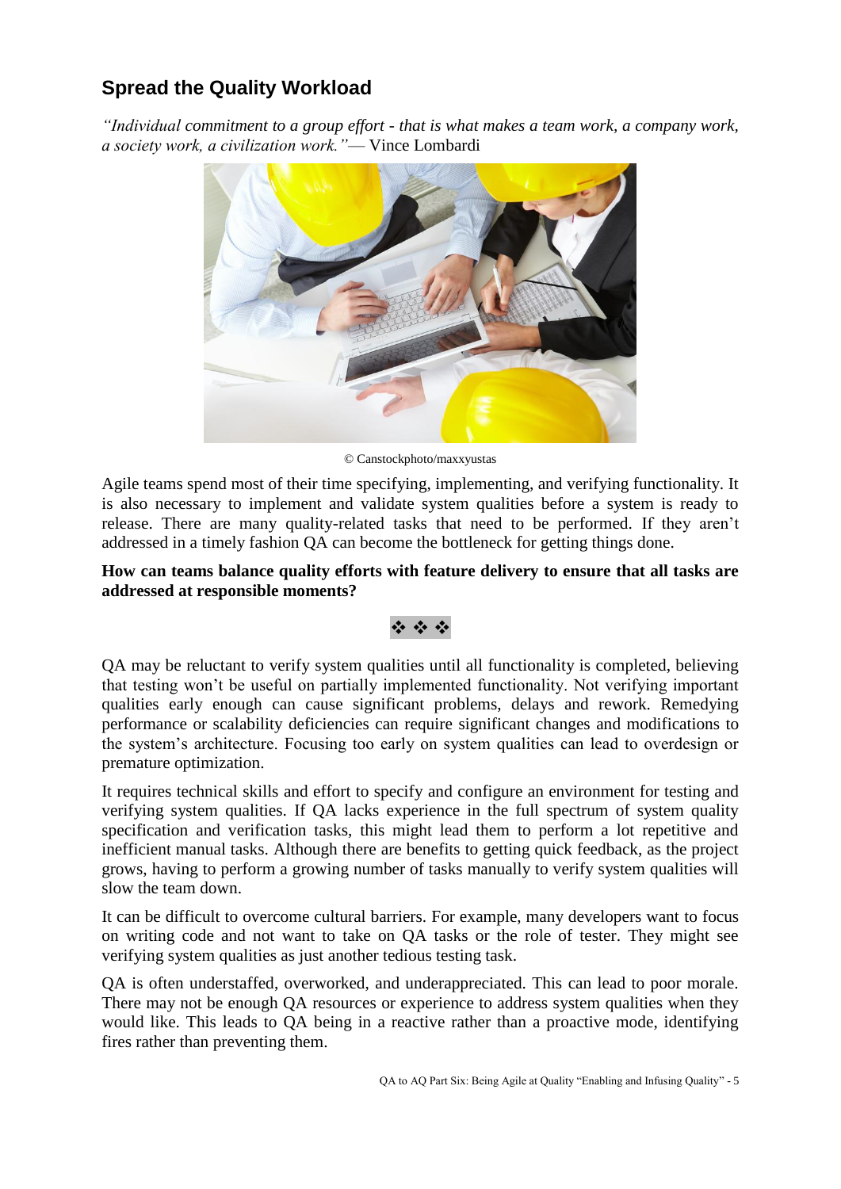## Spread the Quality Workload

*"Individual commitment to a group effort - that is what makes a team work, a company work, a society work, a civilization work."*— Vince Lombardi

© Canstockphoto/maxxyustas

Agile teams spend most of their time specifying, implementing, and verifying functionality. It is also necessary to implement and validate system qualities before a system is ready to release. There are many quality-related tasks that need to be performed. If they aren't addressed in a timely fashion QA can become the bottleneck for getting things done.

**How can teams balance quality efforts with feature delivery to ensure that all tasks are addressed at responsible moments?**

❖ ❖ ❖

QA may be reluctant to verify system qualities until all functionality is completed, believing that testing won't be useful on partially implemented functionality. Not verifying important qualities early enough can cause significant problems, delays and rework. Remedying performance or scalability deficiencies can require significant changes and modifications to the system's architecture. Focusing too early on system qualities can lead to overdesign or premature optimization.

It requires technical skills and effort to specify and configure an environment for testing and verifying system qualities. If QA lacks experience in the full spectrum of system quality specification and verification tasks, this might lead them to perform a lot repetitive and inefficient manual tasks. Although there are benefits to getting quick feedback, as the project grows, having to perform a growing number of tasks manually to verify system qualities will slow the team down.

It can be difficult to overcome cultural barriers. For example, many developers want to focus on writing code and not want to take on QA tasks or the role of tester. They might see verifying system qualities as just another tedious testing task.

QA is often understaffed, overworked, and underappreciated. This can lead to poor morale. There may not be enough QA resources or experience to address system qualities when they would like. This leads to QA being in a reactive rather than a proactive mode, identifying fires rather than preventing them.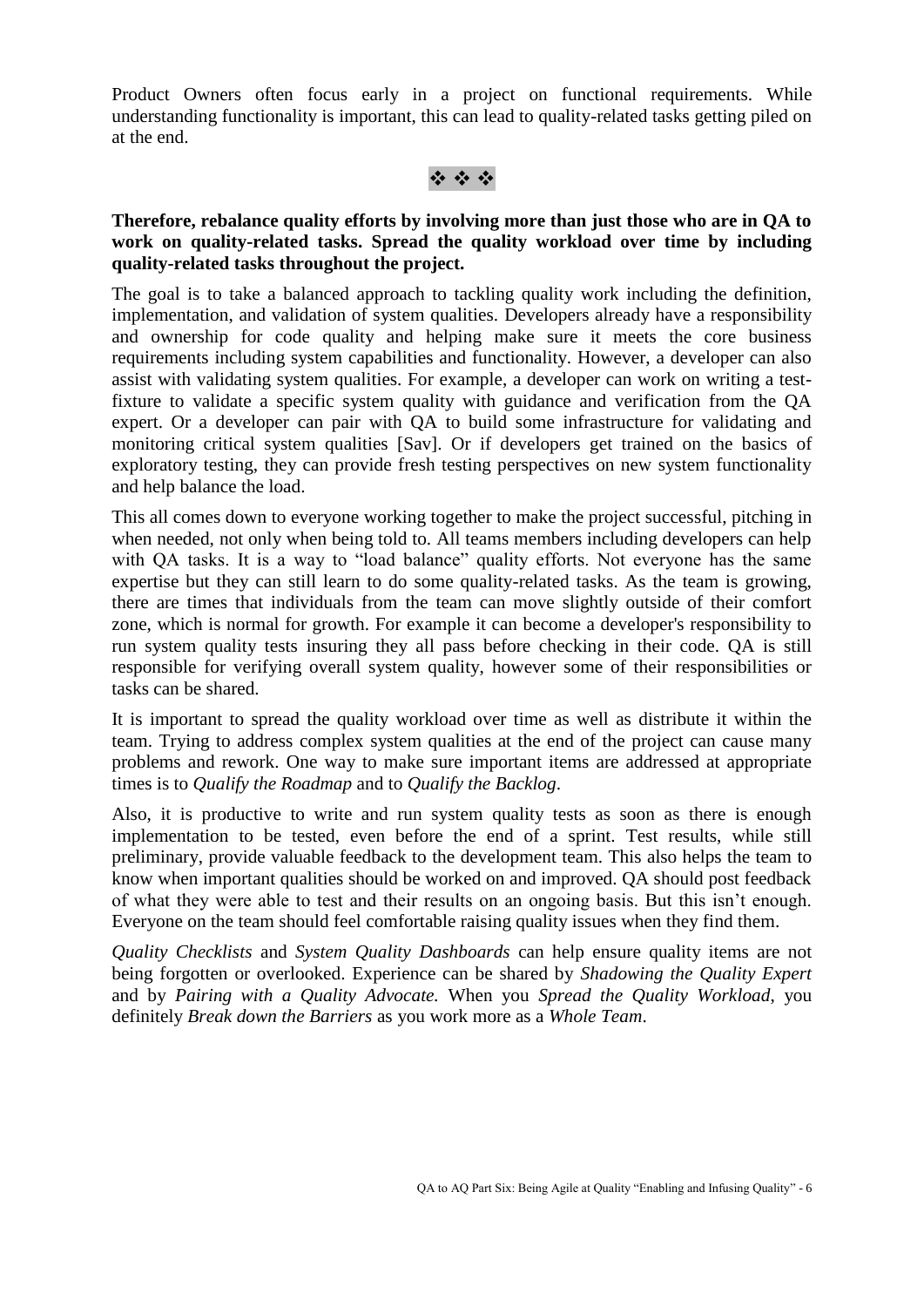Product Owners often focus early in a project on functional requirements. While understanding functionality is important, this can lead to quality-related tasks getting piled on at the end.

❖ ❖ ❖

**Therefore, rebalance quality efforts by involving more than just those who are in QA to work on quality-related tasks. Spread the quality workload over time by including quality-related tasks throughout the project.**

The goal is to take a balanced approach to tackling quality work including the definition, implementation, and validation of system qualities. Developers already have a responsibility and ownership for code quality and helping make sure it meets the core business requirements including system capabilities and functionality. However, a developer can also assist with validating system qualities. For example, a developer can work on writing a test-fixture to validate a specific system quality with guidance and verification from the QA expert. Or a developer can pair with QA to build some infrastructure for validating and monitoring critical system qualities [Sav]. Or if developers get trained on the basics of exploratory testing, they can provide fresh testing perspectives on new system functionality and help balance the load.

This all comes down to everyone working together to make the project successful, pitching in when needed, not only when being told to. All teams members including developers can help with QA tasks. It is a way to "load balance" quality efforts. Not everyone has the same expertise but they can still learn to do some quality-related tasks. As the team is growing, there are times that individuals from the team can move slightly outside of their comfort zone, which is normal for growth. For example it can become a developer's responsibility to run system quality tests insuring they all pass before checking in their code. QA is still responsible for verifying overall system quality, however some of their responsibilities or tasks can be shared.

It is important to spread the quality workload over time as well as distribute it within the team. Trying to address complex system qualities at the end of the project can cause many problems and rework. One way to make sure important items are addressed at appropriate times is to *Qualify the Roadmap* and to *Qualify the Backlog*.

Also, it is productive to write and run system quality tests as soon as there is enough implementation to be tested, even before the end of a sprint. Test results, while still preliminary, provide valuable feedback to the development team. This also helps the team to know when important qualities should be worked on and improved. QA should post feedback of what they were able to test and their results on an ongoing basis. But this isn't enough. Everyone on the team should feel comfortable raising quality issues when they find them.

*Quality Checklists* and *System Quality Dashboards* can help ensure quality items are not being forgotten or overlooked. Experience can be shared by *Shadowing the Quality Expert* and by *Pairing with a Quality Advocate.* When you *Spread the Quality Workload*, you definitely *Break down the Barriers* as you work more as a *Whole Team*.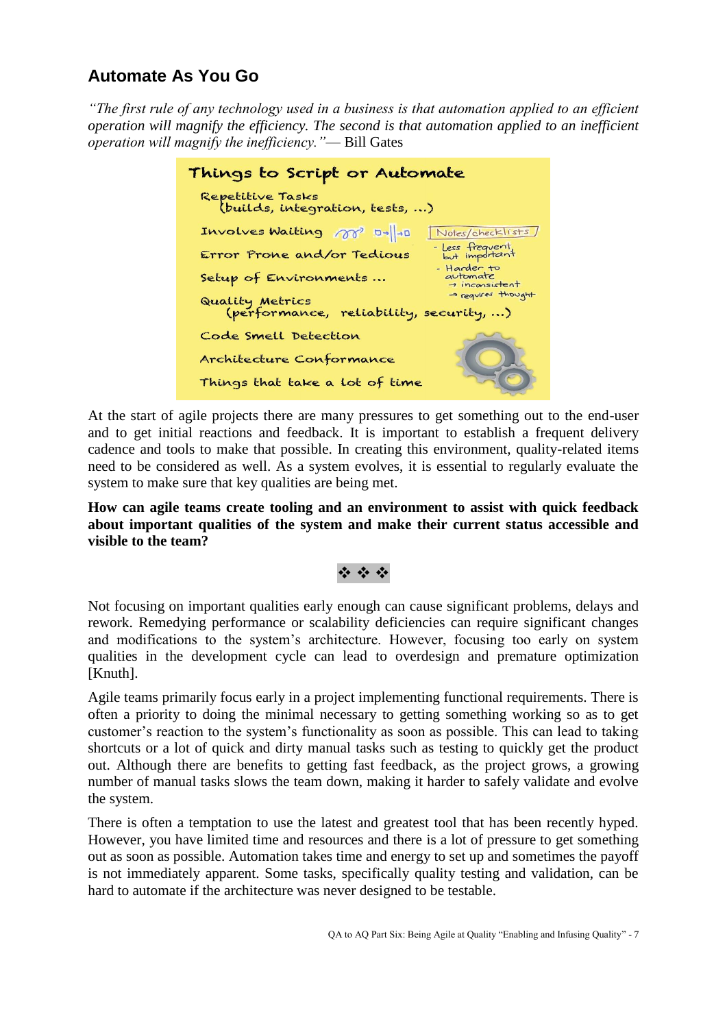## Automate As You Go

*"The first rule of any technology used in a business is that automation applied to an efficient operation will magnify the efficiency. The second is that automation applied to an inefficient operation will magnify the inefficiency."*— Bill Gates

**Things to Script or Automate**

- Repetitive Tasks (builds, integration, tests, …)
- Involves Waiting
- Error Prone and/or Tedious
- Setup of Environments …
- Quality Metrics (performance, reliability, security, …)
- Code Smell Detection
- Architecture Conformance
- Things that take a lot of time

Notes/checklists
- Less frequent but important
- Harder to automate
  - → inconsistent
  - → requires thought

At the start of agile projects there are many pressures to get something out to the end-user and to get initial reactions and feedback. It is important to establish a frequent delivery cadence and tools to make that possible. In creating this environment, quality-related items need to be considered as well. As a system evolves, it is essential to regularly evaluate the system to make sure that key qualities are being met.

**How can agile teams create tooling and an environment to assist with quick feedback about important qualities of the system and make their current status accessible and visible to the team?**

❖ ❖ ❖

Not focusing on important qualities early enough can cause significant problems, delays and rework. Remedying performance or scalability deficiencies can require significant changes and modifications to the system's architecture. However, focusing too early on system qualities in the development cycle can lead to overdesign and premature optimization [Knuth].

Agile teams primarily focus early in a project implementing functional requirements. There is often a priority to doing the minimal necessary to getting something working so as to get customer's reaction to the system's functionality as soon as possible. This can lead to taking shortcuts or a lot of quick and dirty manual tasks such as testing to quickly get the product out. Although there are benefits to getting fast feedback, as the project grows, a growing number of manual tasks slows the team down, making it harder to safely validate and evolve the system.

There is often a temptation to use the latest and greatest tool that has been recently hyped. However, you have limited time and resources and there is a lot of pressure to get something out as soon as possible. Automation takes time and energy to set up and sometimes the payoff is not immediately apparent. Some tasks, specifically quality testing and validation, can be hard to automate if the architecture was never designed to be testable.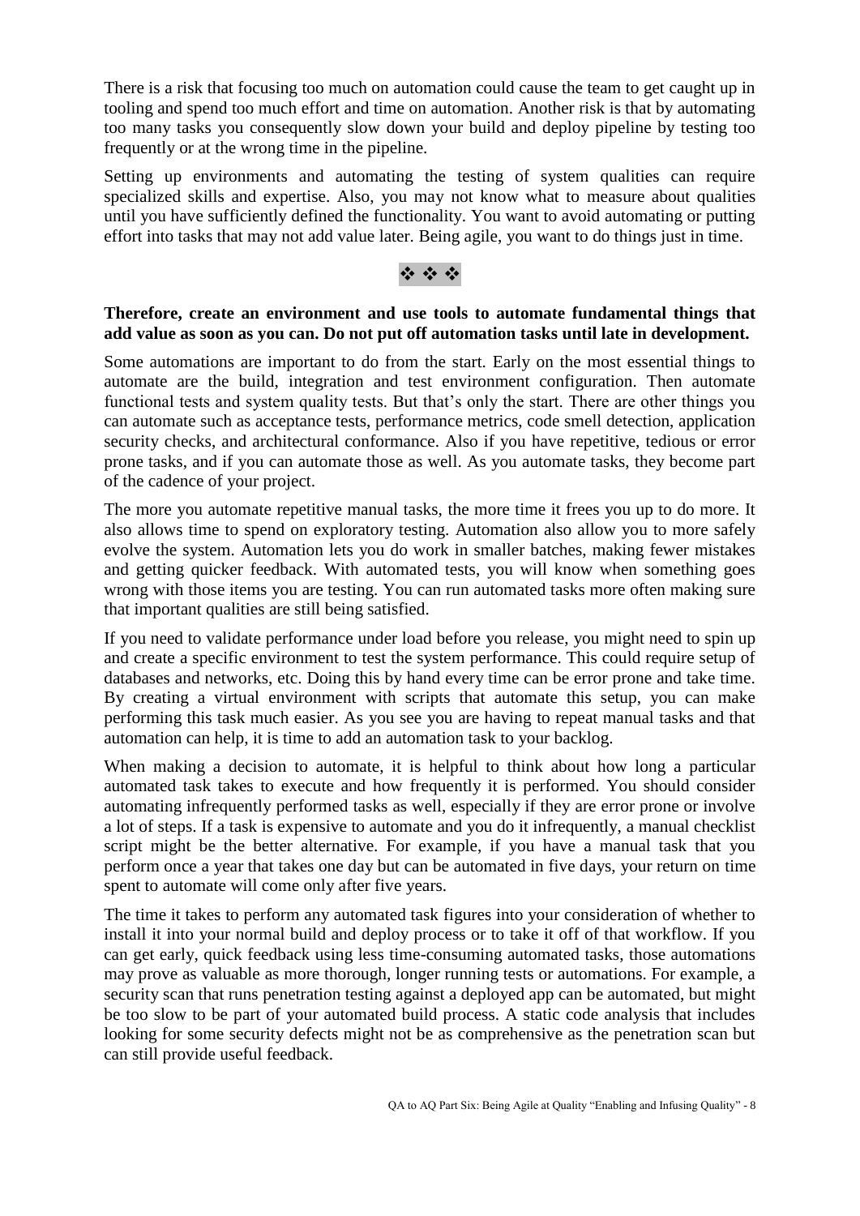There is a risk that focusing too much on automation could cause the team to get caught up in tooling and spend too much effort and time on automation. Another risk is that by automating too many tasks you consequently slow down your build and deploy pipeline by testing too frequently or at the wrong time in the pipeline.

Setting up environments and automating the testing of system qualities can require specialized skills and expertise. Also, you may not know what to measure about qualities until you have sufficiently defined the functionality. You want to avoid automating or putting effort into tasks that may not add value later. Being agile, you want to do things just in time.

❖ ❖ ❖

**Therefore, create an environment and use tools to automate fundamental things that add value as soon as you can. Do not put off automation tasks until late in development.**

Some automations are important to do from the start. Early on the most essential things to automate are the build, integration and test environment configuration. Then automate functional tests and system quality tests. But that's only the start. There are other things you can automate such as acceptance tests, performance metrics, code smell detection, application security checks, and architectural conformance. Also if you have repetitive, tedious or error prone tasks, and if you can automate those as well. As you automate tasks, they become part of the cadence of your project.

The more you automate repetitive manual tasks, the more time it frees you up to do more. It also allows time to spend on exploratory testing. Automation also allow you to more safely evolve the system. Automation lets you do work in smaller batches, making fewer mistakes and getting quicker feedback. With automated tests, you will know when something goes wrong with those items you are testing. You can run automated tasks more often making sure that important qualities are still being satisfied.

If you need to validate performance under load before you release, you might need to spin up and create a specific environment to test the system performance. This could require setup of databases and networks, etc. Doing this by hand every time can be error prone and take time. By creating a virtual environment with scripts that automate this setup, you can make performing this task much easier. As you see you are having to repeat manual tasks and that automation can help, it is time to add an automation task to your backlog.

When making a decision to automate, it is helpful to think about how long a particular automated task takes to execute and how frequently it is performed. You should consider automating infrequently performed tasks as well, especially if they are error prone or involve a lot of steps. If a task is expensive to automate and you do it infrequently, a manual checklist script might be the better alternative. For example, if you have a manual task that you perform once a year that takes one day but can be automated in five days, your return on time spent to automate will come only after five years.

The time it takes to perform any automated task figures into your consideration of whether to install it into your normal build and deploy process or to take it off of that workflow. If you can get early, quick feedback using less time-consuming automated tasks, those automations may prove as valuable as more thorough, longer running tests or automations. For example, a security scan that runs penetration testing against a deployed app can be automated, but might be too slow to be part of your automated build process. A static code analysis that includes looking for some security defects might not be as comprehensive as the penetration scan but can still provide useful feedback.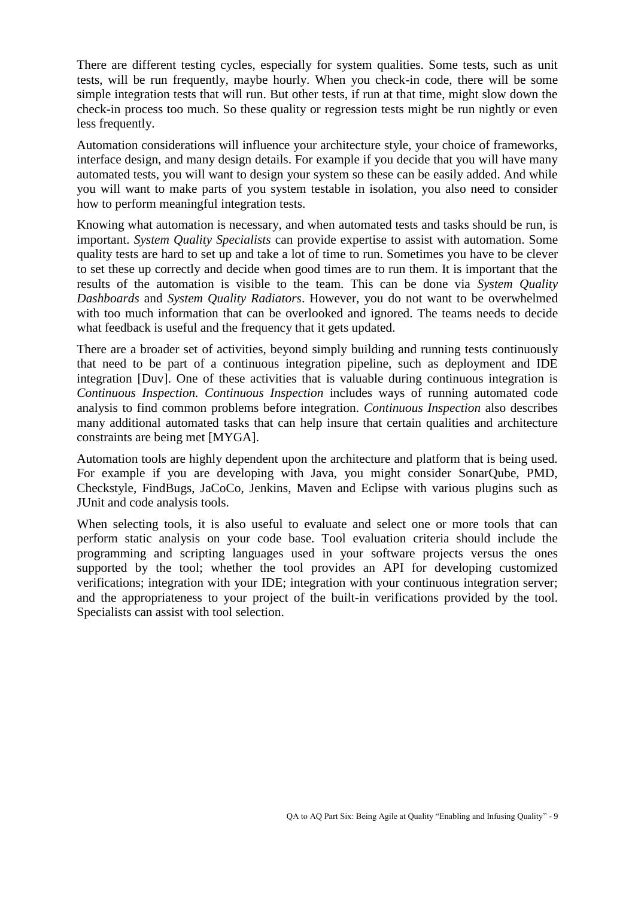There are different testing cycles, especially for system qualities. Some tests, such as unit tests, will be run frequently, maybe hourly. When you check-in code, there will be some simple integration tests that will run. But other tests, if run at that time, might slow down the check-in process too much. So these quality or regression tests might be run nightly or even less frequently.

Automation considerations will influence your architecture style, your choice of frameworks, interface design, and many design details. For example if you decide that you will have many automated tests, you will want to design your system so these can be easily added. And while you will want to make parts of you system testable in isolation, you also need to consider how to perform meaningful integration tests.

Knowing what automation is necessary, and when automated tests and tasks should be run, is important. *System Quality Specialists* can provide expertise to assist with automation. Some quality tests are hard to set up and take a lot of time to run. Sometimes you have to be clever to set these up correctly and decide when good times are to run them. It is important that the results of the automation is visible to the team. This can be done via *System Quality Dashboards* and *System Quality Radiators*. However, you do not want to be overwhelmed with too much information that can be overlooked and ignored. The teams needs to decide what feedback is useful and the frequency that it gets updated.

There are a broader set of activities, beyond simply building and running tests continuously that need to be part of a continuous integration pipeline, such as deployment and IDE integration [Duv]. One of these activities that is valuable during continuous integration is *Continuous Inspection. Continuous Inspection* includes ways of running automated code analysis to find common problems before integration. *Continuous Inspection* also describes many additional automated tasks that can help insure that certain qualities and architecture constraints are being met [MYGA].

Automation tools are highly dependent upon the architecture and platform that is being used. For example if you are developing with Java, you might consider SonarQube, PMD, Checkstyle, FindBugs, JaCoCo, Jenkins, Maven and Eclipse with various plugins such as JUnit and code analysis tools.

When selecting tools, it is also useful to evaluate and select one or more tools that can perform static analysis on your code base. Tool evaluation criteria should include the programming and scripting languages used in your software projects versus the ones supported by the tool; whether the tool provides an API for developing customized verifications; integration with your IDE; integration with your continuous integration server; and the appropriateness to your project of the built-in verifications provided by the tool. Specialists can assist with tool selection.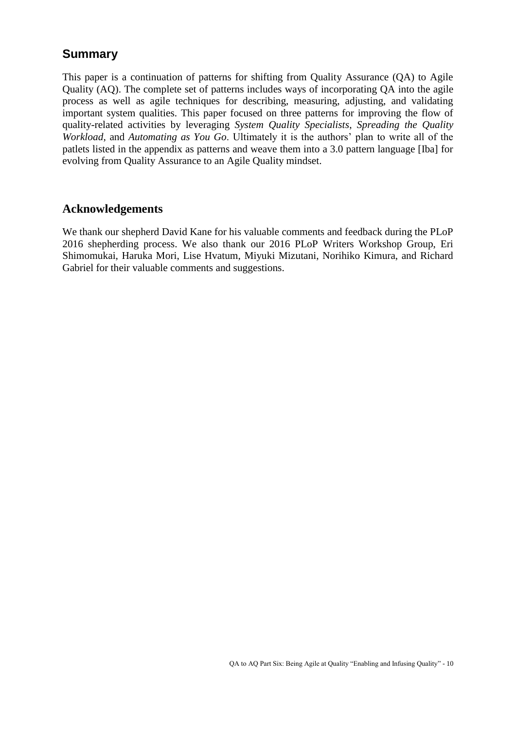## Summary

This paper is a continuation of patterns for shifting from Quality Assurance (QA) to Agile Quality (AQ). The complete set of patterns includes ways of incorporating QA into the agile process as well as agile techniques for describing, measuring, adjusting, and validating important system qualities. This paper focused on three patterns for improving the flow of quality-related activities by leveraging *System Quality Specialists*, *Spreading the Quality Workload*, and *Automating as You Go*. Ultimately it is the authors' plan to write all of the patlets listed in the appendix as patterns and weave them into a 3.0 pattern language [Iba] for evolving from Quality Assurance to an Agile Quality mindset.

## Acknowledgements

We thank our shepherd David Kane for his valuable comments and feedback during the PLoP 2016 shepherding process. We also thank our 2016 PLoP Writers Workshop Group, Eri Shimomukai, Haruka Mori, Lise Hvatum, Miyuki Mizutani, Norihiko Kimura, and Richard Gabriel for their valuable comments and suggestions.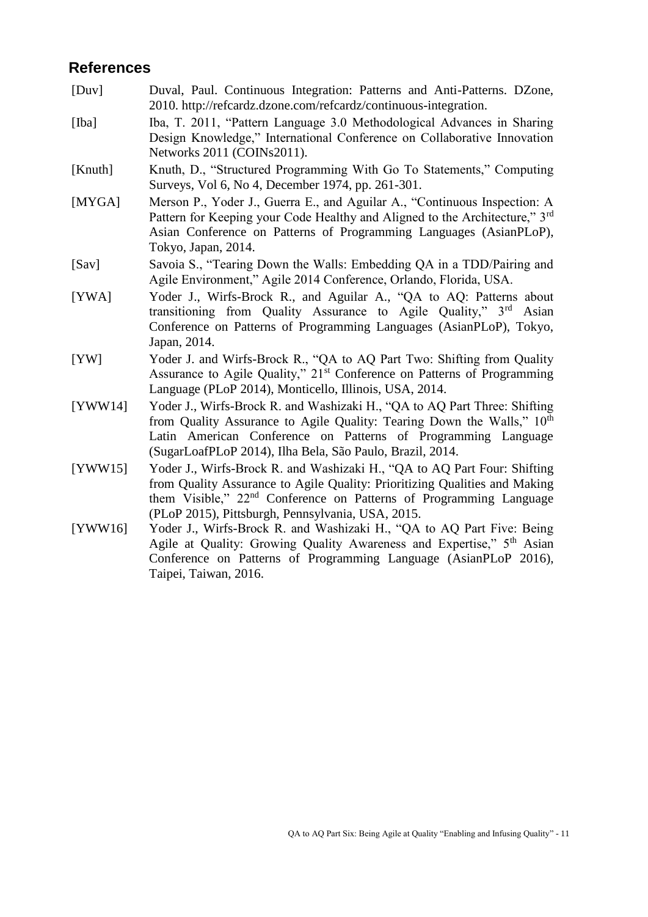## References

[Duv] Duval, Paul. Continuous Integration: Patterns and Anti-Patterns. DZone, 2010. http://refcardz.dzone.com/refcardz/continuous-integration.

[Iba] Iba, T. 2011, "Pattern Language 3.0 Methodological Advances in Sharing Design Knowledge," International Conference on Collaborative Innovation Networks 2011 (COINs2011).

[Knuth] Knuth, D., "Structured Programming With Go To Statements," Computing Surveys, Vol 6, No 4, December 1974, pp. 261-301.

[MYGA] Merson P., Yoder J., Guerra E., and Aguilar A., "Continuous Inspection: A Pattern for Keeping your Code Healthy and Aligned to the Architecture," 3rd Asian Conference on Patterns of Programming Languages (AsianPLoP), Tokyo, Japan, 2014.

[Sav] Savoia S., "Tearing Down the Walls: Embedding QA in a TDD/Pairing and Agile Environment," Agile 2014 Conference, Orlando, Florida, USA.

[YWA] Yoder J., Wirfs-Brock R., and Aguilar A., "QA to AQ: Patterns about transitioning from Quality Assurance to Agile Quality," 3rd Asian Conference on Patterns of Programming Languages (AsianPLoP), Tokyo, Japan, 2014.

[YW] Yoder J. and Wirfs-Brock R., "QA to AQ Part Two: Shifting from Quality Assurance to Agile Quality," 21st Conference on Patterns of Programming Language (PLoP 2014), Monticello, Illinois, USA, 2014.

[YWW14] Yoder J., Wirfs-Brock R. and Washizaki H., "QA to AQ Part Three: Shifting from Quality Assurance to Agile Quality: Tearing Down the Walls," 10th Latin American Conference on Patterns of Programming Language (SugarLoafPLoP 2014), Ilha Bela, São Paulo, Brazil, 2014.

[YWW15] Yoder J., Wirfs-Brock R. and Washizaki H., "QA to AQ Part Four: Shifting from Quality Assurance to Agile Quality: Prioritizing Qualities and Making them Visible," 22nd Conference on Patterns of Programming Language (PLoP 2015), Pittsburgh, Pennsylvania, USA, 2015.

[YWW16] Yoder J., Wirfs-Brock R. and Washizaki H., "QA to AQ Part Five: Being Agile at Quality: Growing Quality Awareness and Expertise," 5th Asian Conference on Patterns of Programming Language (AsianPLoP 2016), Taipei, Taiwan, 2016.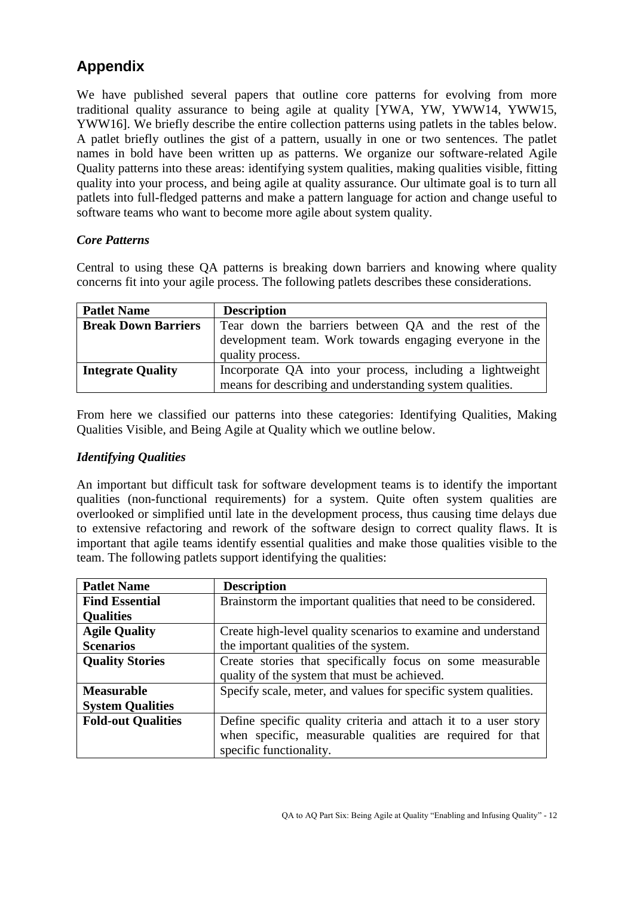## Appendix

We have published several papers that outline core patterns for evolving from more traditional quality assurance to being agile at quality [YWA, YW, YWW14, YWW15, YWW16]. We briefly describe the entire collection patterns using patlets in the tables below. A patlet briefly outlines the gist of a pattern, usually in one or two sentences. The patlet names in bold have been written up as patterns. We organize our software-related Agile Quality patterns into these areas: identifying system qualities, making qualities visible, fitting quality into your process, and being agile at quality assurance. Our ultimate goal is to turn all patlets into full-fledged patterns and make a pattern language for action and change useful to software teams who want to become more agile about system quality.

### *Core Patterns*

Central to using these QA patterns is breaking down barriers and knowing where quality concerns fit into your agile process. The following patlets describes these considerations.

| Patlet Name | Description |
|---|---|
| **Break Down Barriers** | Tear down the barriers between QA and the rest of the development team. Work towards engaging everyone in the quality process. |
| **Integrate Quality** | Incorporate QA into your process, including a lightweight means for describing and understanding system qualities. |

From here we classified our patterns into these categories: Identifying Qualities, Making Qualities Visible, and Being Agile at Quality which we outline below.

### *Identifying Qualities*

An important but difficult task for software development teams is to identify the important qualities (non-functional requirements) for a system. Quite often system qualities are overlooked or simplified until late in the development process, thus causing time delays due to extensive refactoring and rework of the software design to correct quality flaws. It is important that agile teams identify essential qualities and make those qualities visible to the team. The following patlets support identifying the qualities:

| Patlet Name | Description |
|---|---|
| **Find Essential Qualities** | Brainstorm the important qualities that need to be considered. |
| **Agile Quality Scenarios** | Create high-level quality scenarios to examine and understand the important qualities of the system. |
| **Quality Stories** | Create stories that specifically focus on some measurable quality of the system that must be achieved. |
| **Measurable System Qualities** | Specify scale, meter, and values for specific system qualities. |
| **Fold-out Qualities** | Define specific quality criteria and attach it to a user story when specific, measurable qualities are required for that specific functionality. |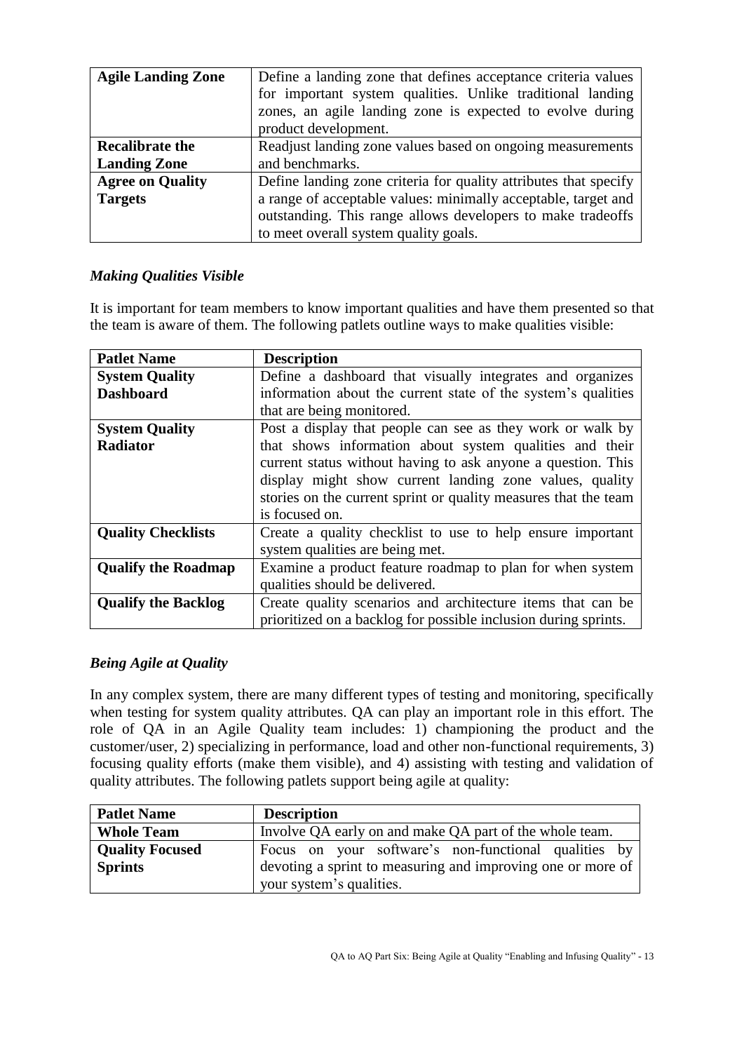| | |
|---|---|
| **Agile Landing Zone** | Define a landing zone that defines acceptance criteria values for important system qualities. Unlike traditional landing zones, an agile landing zone is expected to evolve during product development. |
| **Recalibrate the Landing Zone** | Readjust landing zone values based on ongoing measurements and benchmarks. |
| **Agree on Quality Targets** | Define landing zone criteria for quality attributes that specify a range of acceptable values: minimally acceptable, target and outstanding. This range allows developers to make tradeoffs to meet overall system quality goals. |

### *Making Qualities Visible*

It is important for team members to know important qualities and have them presented so that the team is aware of them. The following patlets outline ways to make qualities visible:

| Patlet Name | Description |
|---|---|
| **System Quality Dashboard** | Define a dashboard that visually integrates and organizes information about the current state of the system's qualities that are being monitored. |
| **System Quality Radiator** | Post a display that people can see as they work or walk by that shows information about system qualities and their current status without having to ask anyone a question. This display might show current landing zone values, quality stories on the current sprint or quality measures that the team is focused on. |
| **Quality Checklists** | Create a quality checklist to use to help ensure important system qualities are being met. |
| **Qualify the Roadmap** | Examine a product feature roadmap to plan for when system qualities should be delivered. |
| **Qualify the Backlog** | Create quality scenarios and architecture items that can be prioritized on a backlog for possible inclusion during sprints. |

### *Being Agile at Quality*

In any complex system, there are many different types of testing and monitoring, specifically when testing for system quality attributes. QA can play an important role in this effort. The role of QA in an Agile Quality team includes: 1) championing the product and the customer/user, 2) specializing in performance, load and other non-functional requirements, 3) focusing quality efforts (make them visible), and 4) assisting with testing and validation of quality attributes. The following patlets support being agile at quality:

| Patlet Name | Description |
|---|---|
| **Whole Team** | Involve QA early on and make QA part of the whole team. |
| **Quality Focused Sprints** | Focus on your software's non-functional qualities by devoting a sprint to measuring and improving one or more of your system's qualities. |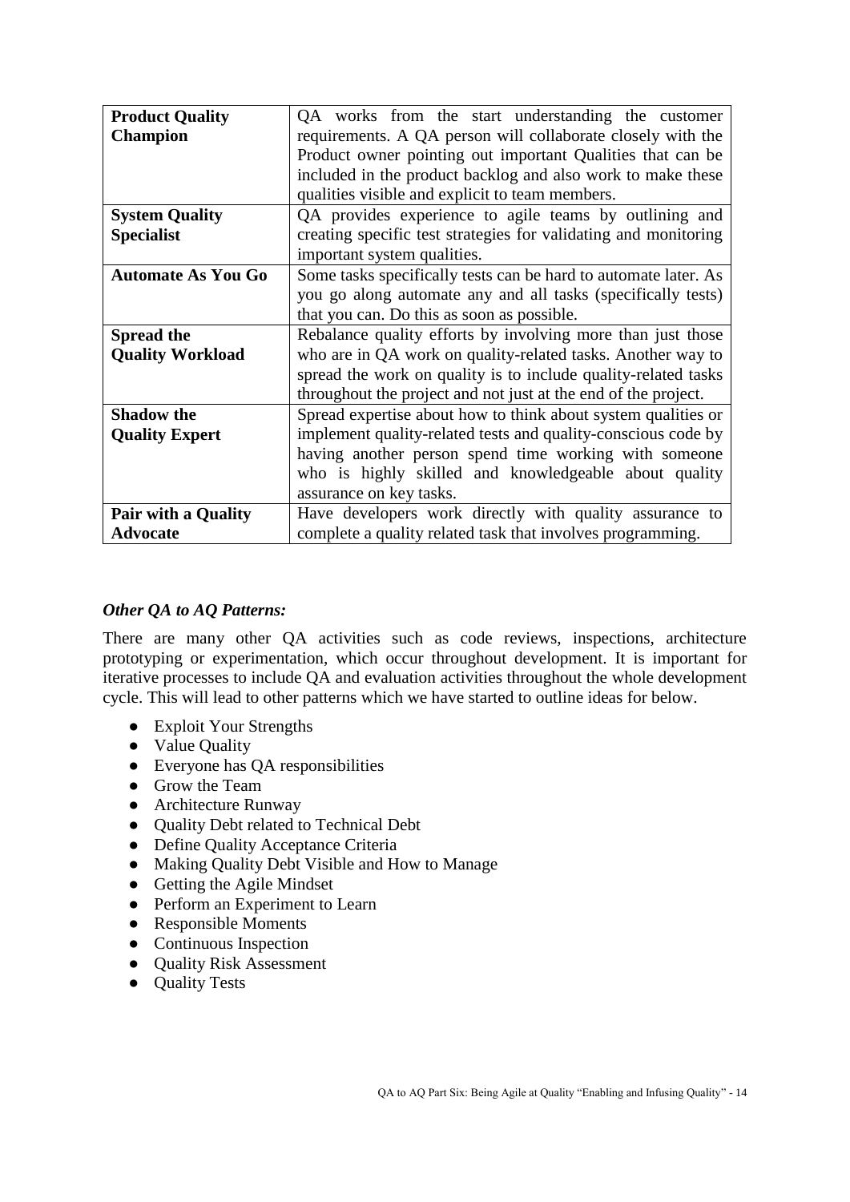| | |
|---|---|
| **Product Quality Champion** | QA works from the start understanding the customer requirements. A QA person will collaborate closely with the Product owner pointing out important Qualities that can be included in the product backlog and also work to make these qualities visible and explicit to team members. |
| **System Quality Specialist** | QA provides experience to agile teams by outlining and creating specific test strategies for validating and monitoring important system qualities. |
| **Automate As You Go** | Some tasks specifically tests can be hard to automate later. As you go along automate any and all tasks (specifically tests) that you can. Do this as soon as possible. |
| **Spread the Quality Workload** | Rebalance quality efforts by involving more than just those who are in QA work on quality-related tasks. Another way to spread the work on quality is to include quality-related tasks throughout the project and not just at the end of the project. |
| **Shadow the Quality Expert** | Spread expertise about how to think about system qualities or implement quality-related tests and quality-conscious code by having another person spend time working with someone who is highly skilled and knowledgeable about quality assurance on key tasks. |
| **Pair with a Quality Advocate** | Have developers work directly with quality assurance to complete a quality related task that involves programming. |

***Other QA to AQ Patterns:***

There are many other QA activities such as code reviews, inspections, architecture prototyping or experimentation, which occur throughout development. It is important for iterative processes to include QA and evaluation activities throughout the whole development cycle. This will lead to other patterns which we have started to outline ideas for below.

- Exploit Your Strengths
- Value Quality
- Everyone has QA responsibilities
- Grow the Team
- Architecture Runway
- Quality Debt related to Technical Debt
- Define Quality Acceptance Criteria
- Making Quality Debt Visible and How to Manage
- Getting the Agile Mindset
- Perform an Experiment to Learn
- Responsible Moments
- Continuous Inspection
- Quality Risk Assessment
- Quality Tests